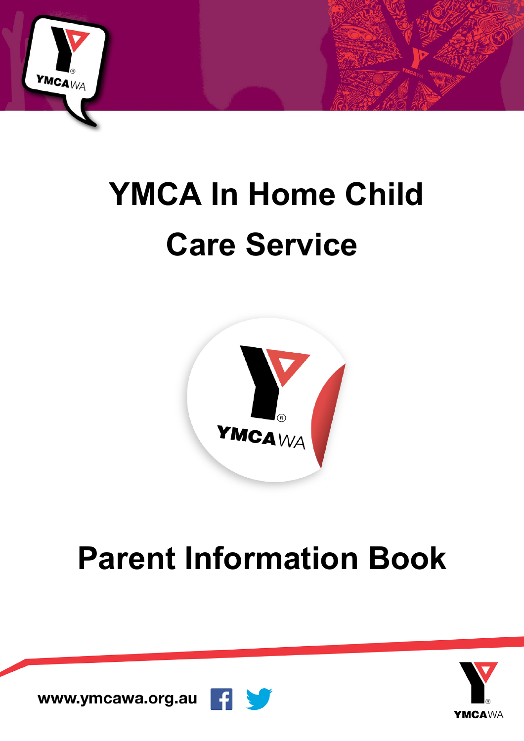# YMCA In Home Child Care Service

# Parent Information Book

www.ymcawa.org.au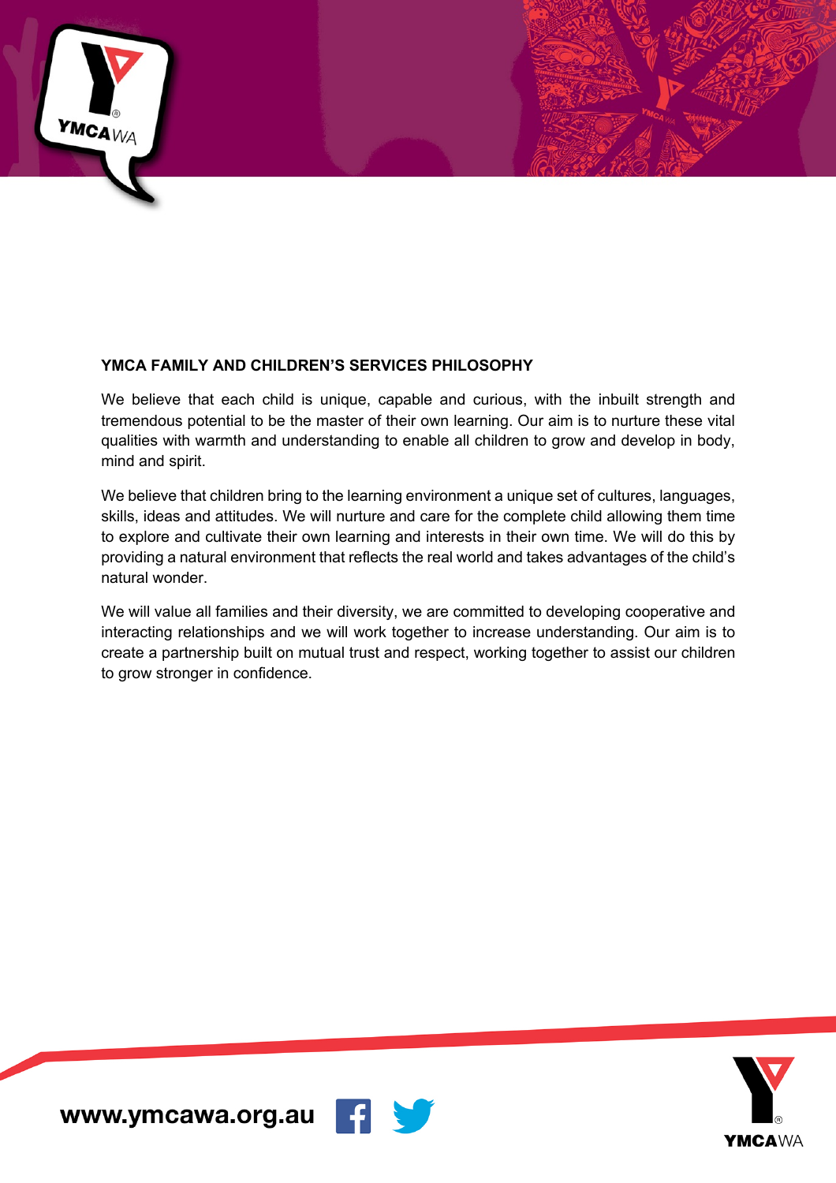## YMCA FAMILY AND CHILDREN'S SERVICES PHILOSOPHY

We believe that each child is unique, capable and curious, with the inbuilt strength and tremendous potential to be the master of their own learning. Our aim is to nurture these vital qualities with warmth and understanding to enable all children to grow and develop in body, mind and spirit.

We believe that children bring to the learning environment a unique set of cultures, languages, skills, ideas and attitudes. We will nurture and care for the complete child allowing them time to explore and cultivate their own learning and interests in their own time. We will do this by providing a natural environment that reflects the real world and takes advantages of the child's natural wonder.

We will value all families and their diversity, we are committed to developing cooperative and interacting relationships and we will work together to increase understanding. Our aim is to create a partnership built on mutual trust and respect, working together to assist our children to grow stronger in confidence.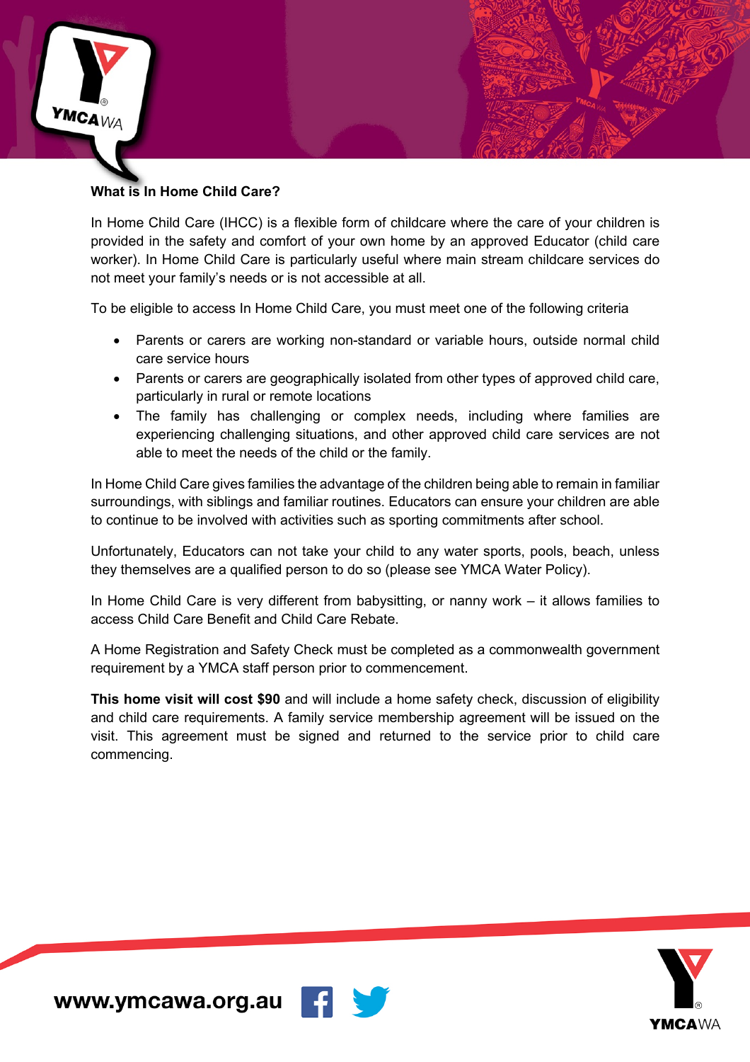## What is In Home Child Care?

In Home Child Care (IHCC) is a flexible form of childcare where the care of your children is provided in the safety and comfort of your own home by an approved Educator (child care worker). In Home Child Care is particularly useful where main stream childcare services do not meet your family's needs or is not accessible at all.

To be eligible to access In Home Child Care, you must meet one of the following criteria

- Parents or carers are working non-standard or variable hours, outside normal child care service hours
- Parents or carers are geographically isolated from other types of approved child care, particularly in rural or remote locations
- The family has challenging or complex needs, including where families are experiencing challenging situations, and other approved child care services are not able to meet the needs of the child or the family.

In Home Child Care gives families the advantage of the children being able to remain in familiar surroundings, with siblings and familiar routines. Educators can ensure your children are able to continue to be involved with activities such as sporting commitments after school.

Unfortunately, Educators can not take your child to any water sports, pools, beach, unless they themselves are a qualified person to do so (please see YMCA Water Policy).

In Home Child Care is very different from babysitting, or nanny work – it allows families to access Child Care Benefit and Child Care Rebate.

A Home Registration and Safety Check must be completed as a commonwealth government requirement by a YMCA staff person prior to commencement.

**This home visit will cost $90** and will include a home safety check, discussion of eligibility and child care requirements. A family service membership agreement will be issued on the visit. This agreement must be signed and returned to the service prior to child care commencing.

www.ymcawa.org.au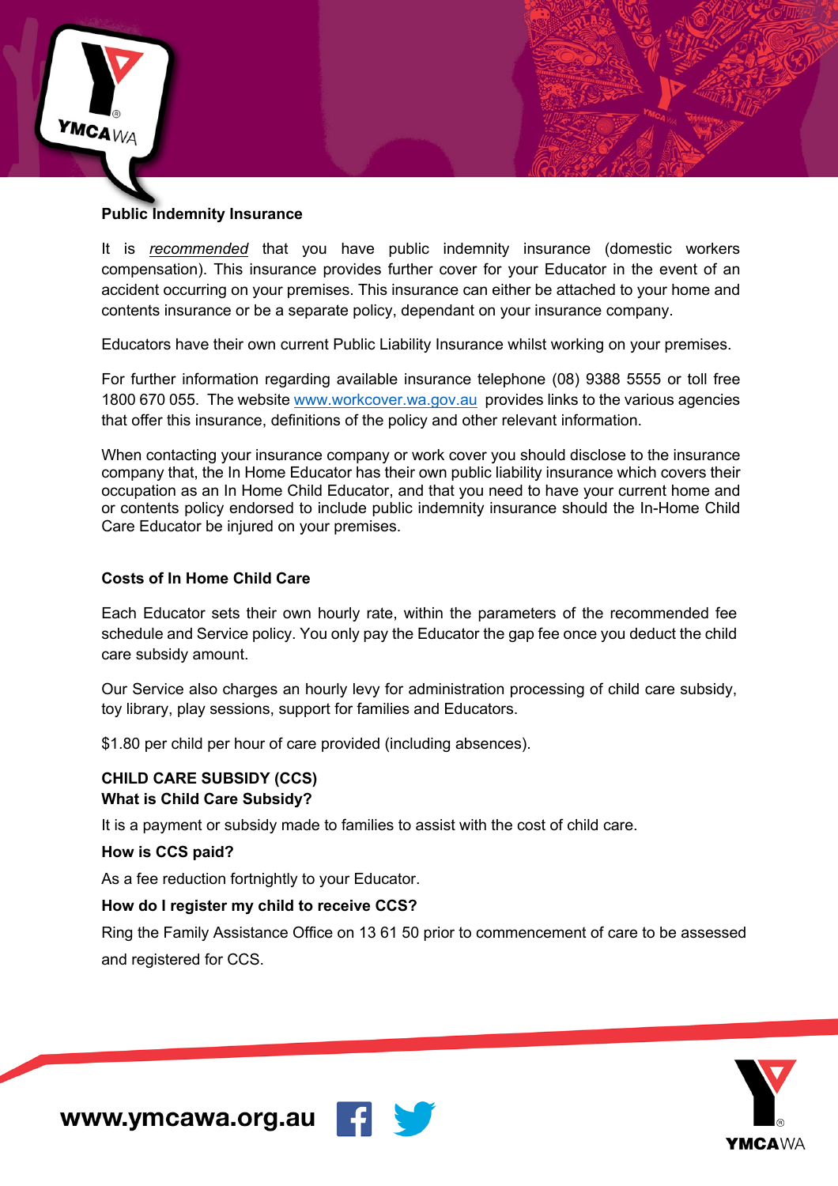## Public Indemnity Insurance

It is *recommended* that you have public indemnity insurance (domestic workers compensation). This insurance provides further cover for your Educator in the event of an accident occurring on your premises. This insurance can either be attached to your home and contents insurance or be a separate policy, dependant on your insurance company.

Educators have their own current Public Liability Insurance whilst working on your premises.

For further information regarding available insurance telephone (08) 9388 5555 or toll free 1800 670 055. The website www.workcover.wa.gov.au provides links to the various agencies that offer this insurance, definitions of the policy and other relevant information.

When contacting your insurance company or work cover you should disclose to the insurance company that, the In Home Educator has their own public liability insurance which covers their occupation as an In Home Child Educator, and that you need to have your current home and or contents policy endorsed to include public indemnity insurance should the In-Home Child Care Educator be injured on your premises.

## Costs of In Home Child Care

Each Educator sets their own hourly rate, within the parameters of the recommended fee schedule and Service policy. You only pay the Educator the gap fee once you deduct the child care subsidy amount.

Our Service also charges an hourly levy for administration processing of child care subsidy, toy library, play sessions, support for families and Educators.

$1.80 per child per hour of care provided (including absences).

## CHILD CARE SUBSIDY (CCS)

### What is Child Care Subsidy?

It is a payment or subsidy made to families to assist with the cost of child care.

### How is CCS paid?

As a fee reduction fortnightly to your Educator.

### How do I register my child to receive CCS?

Ring the Family Assistance Office on 13 61 50 prior to commencement of care to be assessed and registered for CCS.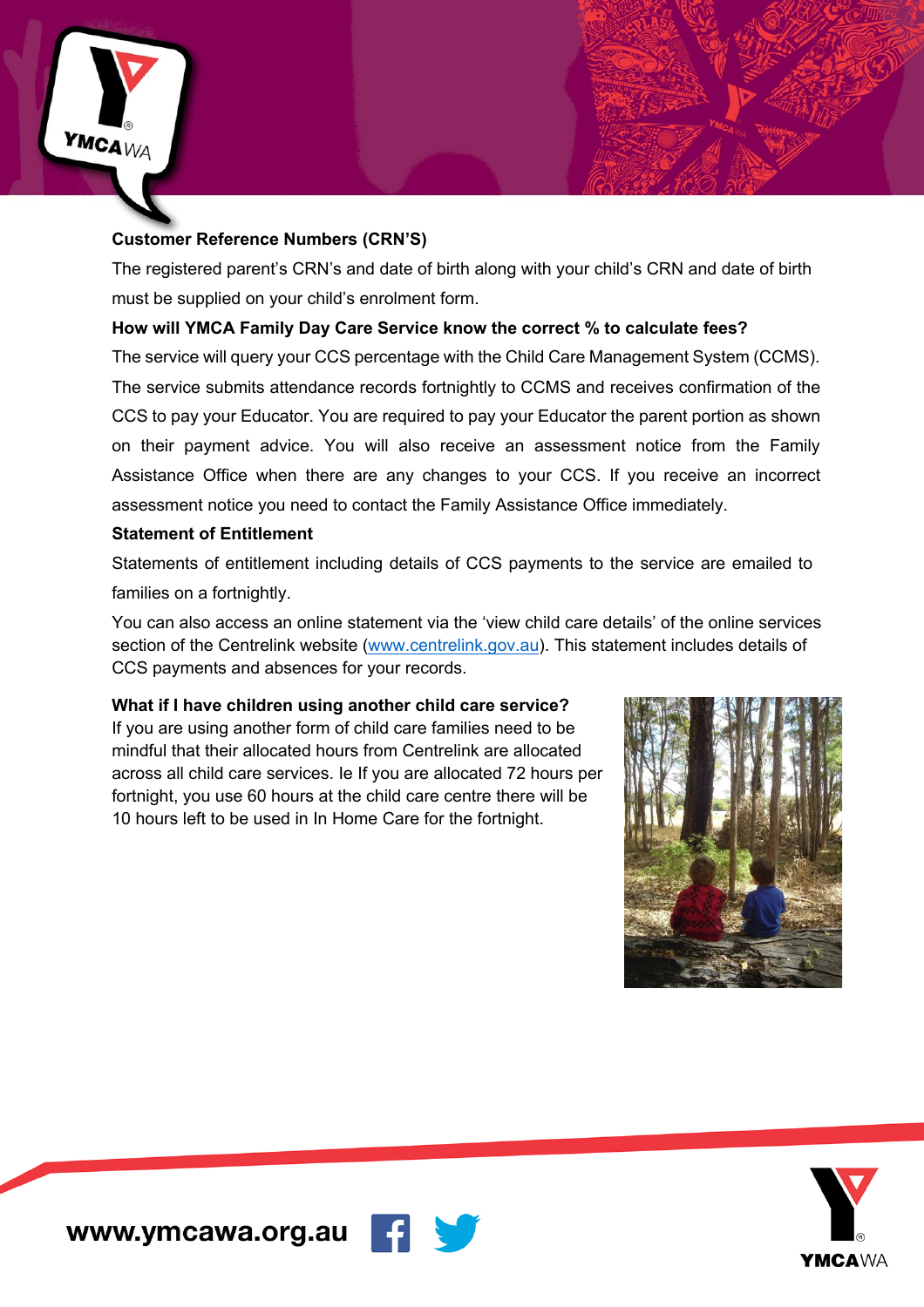**Customer Reference Numbers (CRN'S)**

The registered parent's CRN's and date of birth along with your child's CRN and date of birth must be supplied on your child's enrolment form.

**How will YMCA Family Day Care Service know the correct % to calculate fees?**

The service will query your CCS percentage with the Child Care Management System (CCMS). The service submits attendance records fortnightly to CCMS and receives confirmation of the CCS to pay your Educator. You are required to pay your Educator the parent portion as shown on their payment advice. You will also receive an assessment notice from the Family Assistance Office when there are any changes to your CCS. If you receive an incorrect assessment notice you need to contact the Family Assistance Office immediately.

**Statement of Entitlement**

Statements of entitlement including details of CCS payments to the service are emailed to families on a fortnightly.

You can also access an online statement via the 'view child care details' of the online services section of the Centrelink website (www.centrelink.gov.au). This statement includes details of CCS payments and absences for your records.

**What if I have children using another child care service?**

If you are using another form of child care families need to be mindful that their allocated hours from Centrelink are allocated across all child care services. Ie If you are allocated 72 hours per fortnight, you use 60 hours at the child care centre there will be 10 hours left to be used in In Home Care for the fortnight.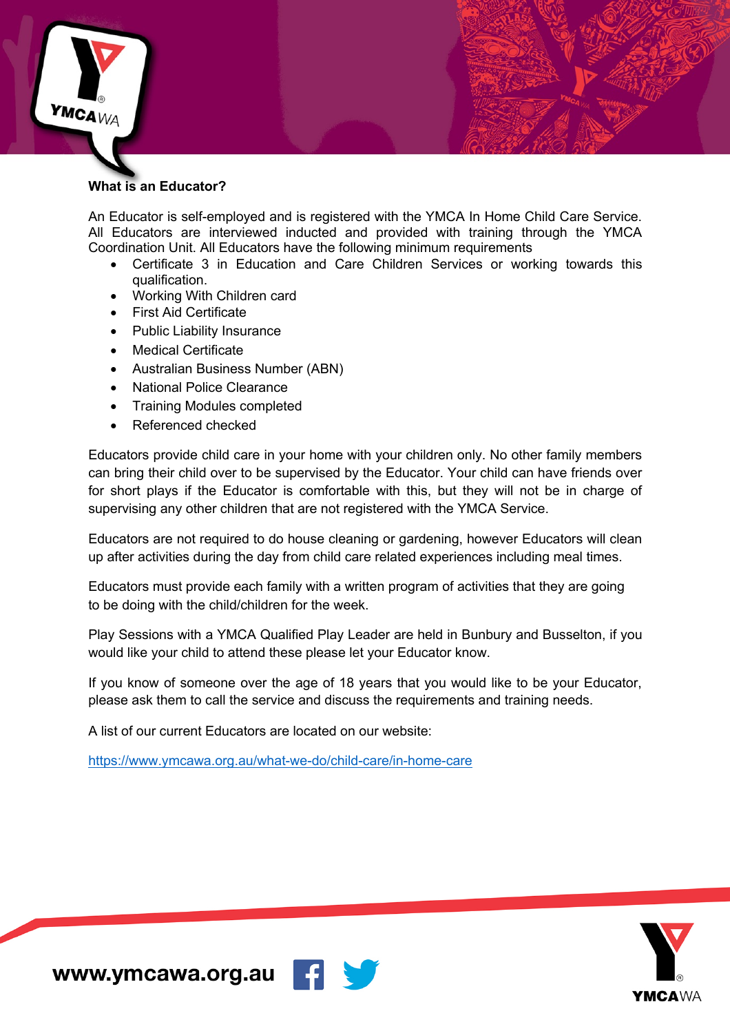**What is an Educator?**

An Educator is self-employed and is registered with the YMCA In Home Child Care Service. All Educators are interviewed inducted and provided with training through the YMCA Coordination Unit. All Educators have the following minimum requirements

- Certificate 3 in Education and Care Children Services or working towards this qualification.
- Working With Children card
- First Aid Certificate
- Public Liability Insurance
- Medical Certificate
- Australian Business Number (ABN)
- National Police Clearance
- Training Modules completed
- Referenced checked

Educators provide child care in your home with your children only. No other family members can bring their child over to be supervised by the Educator. Your child can have friends over for short plays if the Educator is comfortable with this, but they will not be in charge of supervising any other children that are not registered with the YMCA Service.

Educators are not required to do house cleaning or gardening, however Educators will clean up after activities during the day from child care related experiences including meal times.

Educators must provide each family with a written program of activities that they are going to be doing with the child/children for the week.

Play Sessions with a YMCA Qualified Play Leader are held in Bunbury and Busselton, if you would like your child to attend these please let your Educator know.

If you know of someone over the age of 18 years that you would like to be your Educator, please ask them to call the service and discuss the requirements and training needs.

A list of our current Educators are located on our website:

https://www.ymcawa.org.au/what-we-do/child-care/in-home-care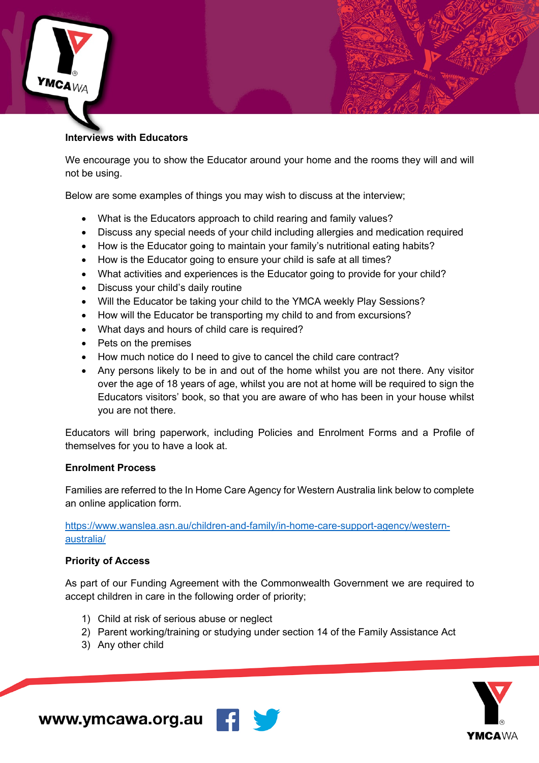**Interviews with Educators**

We encourage you to show the Educator around your home and the rooms they will and will not be using.

Below are some examples of things you may wish to discuss at the interview;

- What is the Educators approach to child rearing and family values?
- Discuss any special needs of your child including allergies and medication required
- How is the Educator going to maintain your family's nutritional eating habits?
- How is the Educator going to ensure your child is safe at all times?
- What activities and experiences is the Educator going to provide for your child?
- Discuss your child's daily routine
- Will the Educator be taking your child to the YMCA weekly Play Sessions?
- How will the Educator be transporting my child to and from excursions?
- What days and hours of child care is required?
- Pets on the premises
- How much notice do I need to give to cancel the child care contract?
- Any persons likely to be in and out of the home whilst you are not there. Any visitor over the age of 18 years of age, whilst you are not at home will be required to sign the Educators visitors' book, so that you are aware of who has been in your house whilst you are not there.

Educators will bring paperwork, including Policies and Enrolment Forms and a Profile of themselves for you to have a look at.

**Enrolment Process**

Families are referred to the In Home Care Agency for Western Australia link below to complete an online application form.

https://www.wanslea.asn.au/children-and-family/in-home-care-support-agency/western-australia/

**Priority of Access**

As part of our Funding Agreement with the Commonwealth Government we are required to accept children in care in the following order of priority;

1) Child at risk of serious abuse or neglect
2) Parent working/training or studying under section 14 of the Family Assistance Act
3) Any other child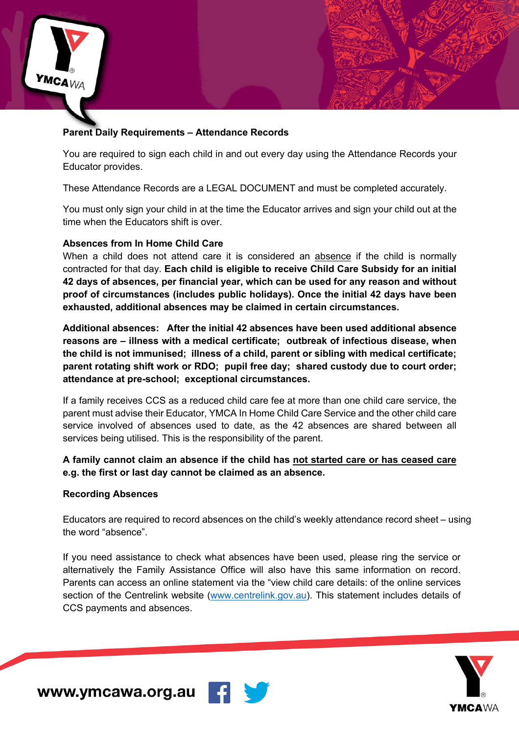**Parent Daily Requirements – Attendance Records**

You are required to sign each child in and out every day using the Attendance Records your Educator provides.

These Attendance Records are a LEGAL DOCUMENT and must be completed accurately.

You must only sign your child in at the time the Educator arrives and sign your child out at the time when the Educators shift is over.

**Absences from In Home Child Care**

When a child does not attend care it is considered an absence if the child is normally contracted for that day. **Each child is eligible to receive Child Care Subsidy for an initial 42 days of absences, per financial year, which can be used for any reason and without proof of circumstances (includes public holidays). Once the initial 42 days have been exhausted, additional absences may be claimed in certain circumstances.**

**Additional absences: After the initial 42 absences have been used additional absence reasons are – illness with a medical certificate; outbreak of infectious disease, when the child is not immunised; illness of a child, parent or sibling with medical certificate; parent rotating shift work or RDO; pupil free day; shared custody due to court order; attendance at pre-school; exceptional circumstances.**

If a family receives CCS as a reduced child care fee at more than one child care service, the parent must advise their Educator, YMCA In Home Child Care Service and the other child care service involved of absences used to date, as the 42 absences are shared between all services being utilised. This is the responsibility of the parent.

**A family cannot claim an absence if the child has not started care or has ceased care e.g. the first or last day cannot be claimed as an absence.**

**Recording Absences**

Educators are required to record absences on the child's weekly attendance record sheet – using the word "absence".

If you need assistance to check what absences have been used, please ring the service or alternatively the Family Assistance Office will also have this same information on record. Parents can access an online statement via the "view child care details: of the online services section of the Centrelink website (www.centrelink.gov.au). This statement includes details of CCS payments and absences.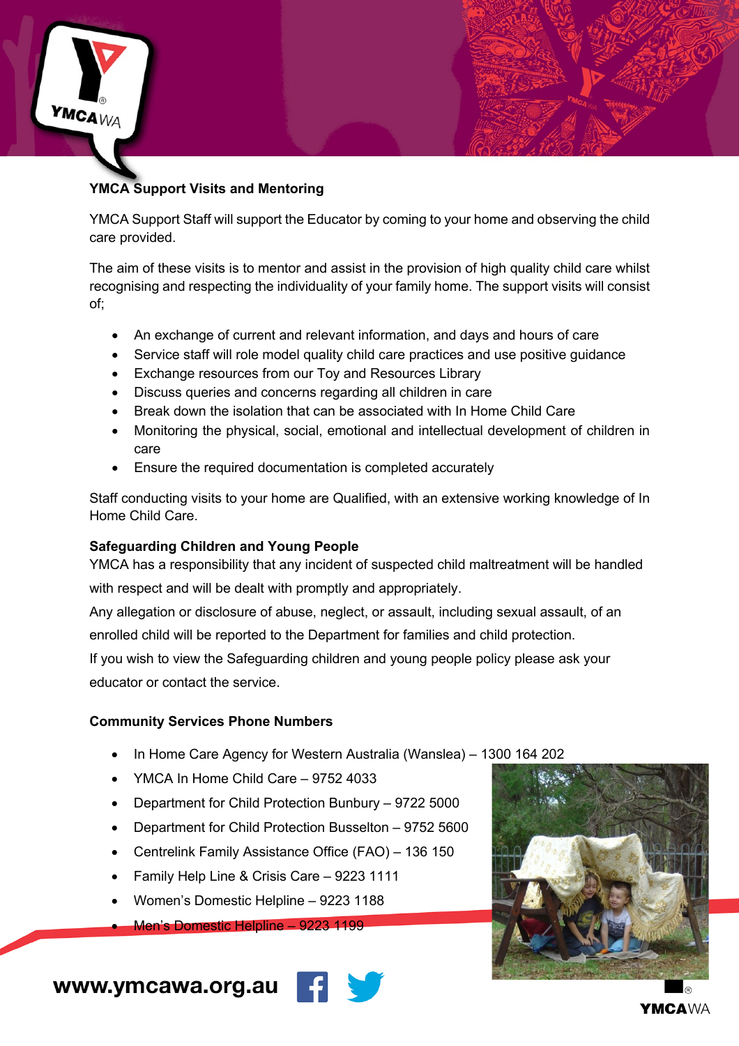## YMCA Support Visits and Mentoring

YMCA Support Staff will support the Educator by coming to your home and observing the child care provided.

The aim of these visits is to mentor and assist in the provision of high quality child care whilst recognising and respecting the individuality of your family home. The support visits will consist of;

- An exchange of current and relevant information, and days and hours of care
- Service staff will role model quality child care practices and use positive guidance
- Exchange resources from our Toy and Resources Library
- Discuss queries and concerns regarding all children in care
- Break down the isolation that can be associated with In Home Child Care
- Monitoring the physical, social, emotional and intellectual development of children in care
- Ensure the required documentation is completed accurately

Staff conducting visits to your home are Qualified, with an extensive working knowledge of In Home Child Care.

**Safeguarding Children and Young People**

YMCA has a responsibility that any incident of suspected child maltreatment will be handled with respect and will be dealt with promptly and appropriately.

Any allegation or disclosure of abuse, neglect, or assault, including sexual assault, of an enrolled child will be reported to the Department for families and child protection.

If you wish to view the Safeguarding children and young people policy please ask your educator or contact the service.

**Community Services Phone Numbers**

- In Home Care Agency for Western Australia (Wanslea) – 1300 164 202
- YMCA In Home Child Care – 9752 4033
- Department for Child Protection Bunbury – 9722 5000
- Department for Child Protection Busselton – 9752 5600
- Centrelink Family Assistance Office (FAO) – 136 150
- Family Help Line & Crisis Care – 9223 1111
- Women's Domestic Helpline – 9223 1188
- Men's Domestic Helpline – 9223 1199

www.ymcawa.org.au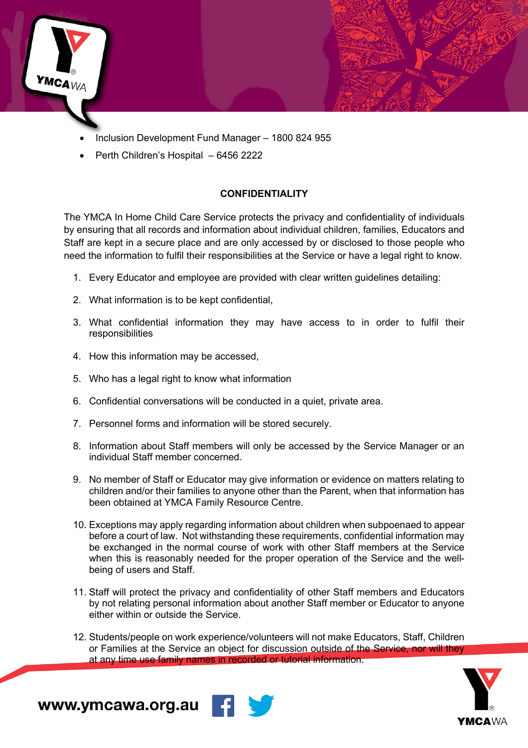- Inclusion Development Fund Manager – 1800 824 955
- Perth Children's Hospital – 6456 2222

## CONFIDENTIALITY

The YMCA In Home Child Care Service protects the privacy and confidentiality of individuals by ensuring that all records and information about individual children, families, Educators and Staff are kept in a secure place and are only accessed by or disclosed to those people who need the information to fulfil their responsibilities at the Service or have a legal right to know.

1. Every Educator and employee are provided with clear written guidelines detailing:
2. What information is to be kept confidential,
3. What confidential information they may have access to in order to fulfil their responsibilities
4. How this information may be accessed,
5. Who has a legal right to know what information
6. Confidential conversations will be conducted in a quiet, private area.
7. Personnel forms and information will be stored securely.
8. Information about Staff members will only be accessed by the Service Manager or an individual Staff member concerned.
9. No member of Staff or Educator may give information or evidence on matters relating to children and/or their families to anyone other than the Parent, when that information has been obtained at YMCA Family Resource Centre.
10. Exceptions may apply regarding information about children when subpoenaed to appear before a court of law. Not withstanding these requirements, confidential information may be exchanged in the normal course of work with other Staff members at the Service when this is reasonably needed for the proper operation of the Service and the well-being of users and Staff.
11. Staff will protect the privacy and confidentiality of other Staff members and Educators by not relating personal information about another Staff member or Educator to anyone either within or outside the Service.
12. Students/people on work experience/volunteers will not make Educators, Staff, Children or Families at the Service an object for discussion outside of the Service, nor will they at any time use family names in recorded or tutorial information.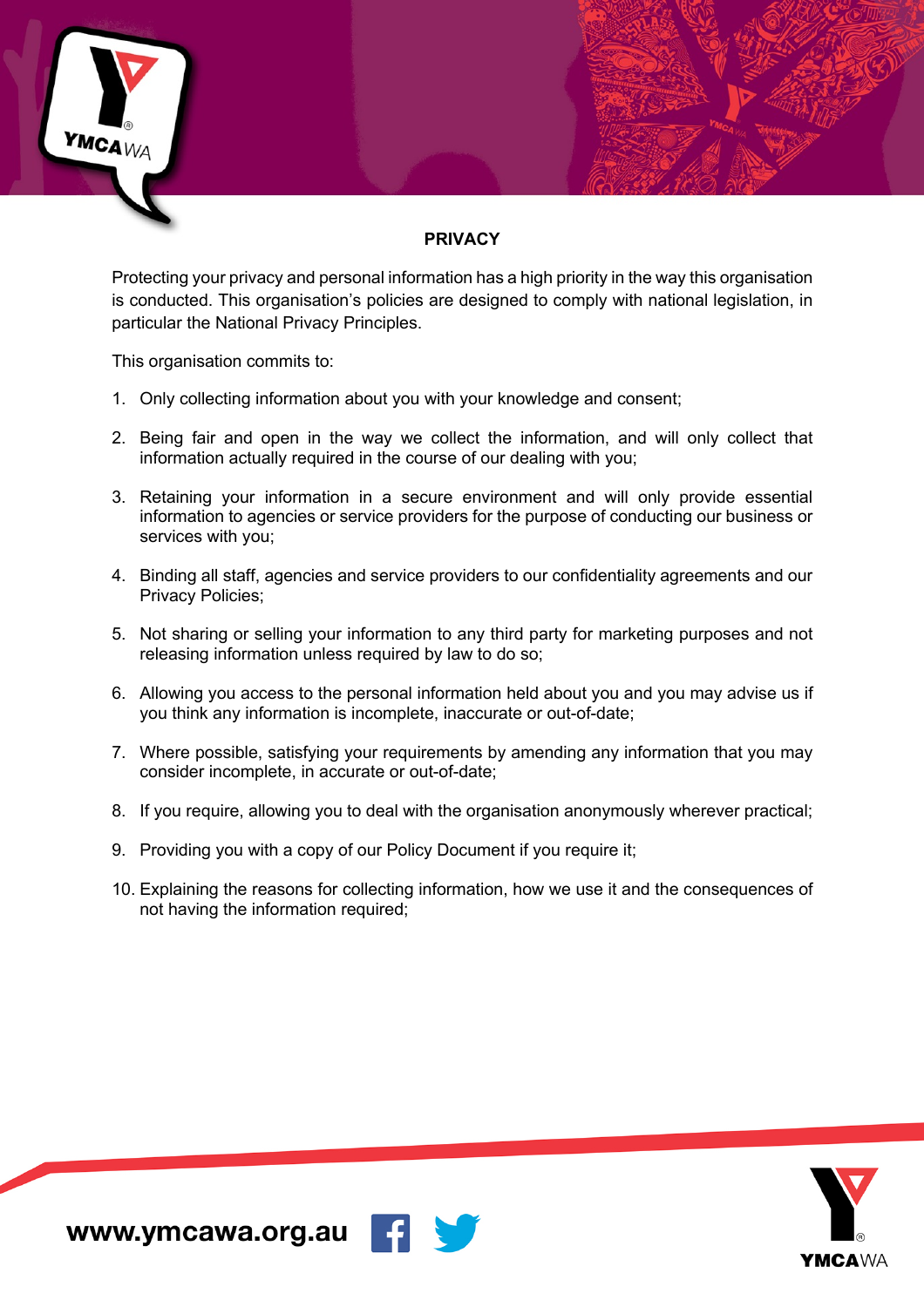## PRIVACY

Protecting your privacy and personal information has a high priority in the way this organisation is conducted. This organisation's policies are designed to comply with national legislation, in particular the National Privacy Principles.

This organisation commits to:

1. Only collecting information about you with your knowledge and consent;
2. Being fair and open in the way we collect the information, and will only collect that information actually required in the course of our dealing with you;
3. Retaining your information in a secure environment and will only provide essential information to agencies or service providers for the purpose of conducting our business or services with you;
4. Binding all staff, agencies and service providers to our confidentiality agreements and our Privacy Policies;
5. Not sharing or selling your information to any third party for marketing purposes and not releasing information unless required by law to do so;
6. Allowing you access to the personal information held about you and you may advise us if you think any information is incomplete, inaccurate or out-of-date;
7. Where possible, satisfying your requirements by amending any information that you may consider incomplete, in accurate or out-of-date;
8. If you require, allowing you to deal with the organisation anonymously wherever practical;
9. Providing you with a copy of our Policy Document if you require it;
10. Explaining the reasons for collecting information, how we use it and the consequences of not having the information required;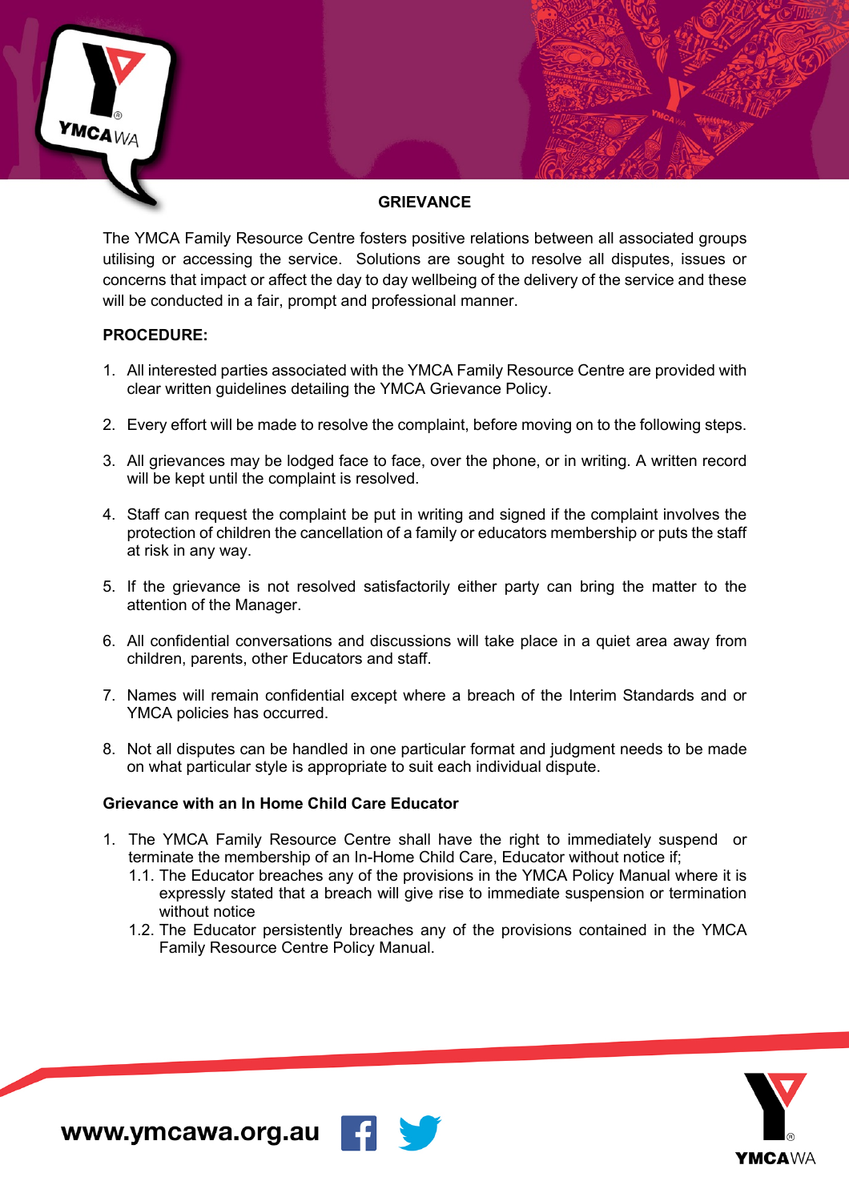# GRIEVANCE

The YMCA Family Resource Centre fosters positive relations between all associated groups utilising or accessing the service. Solutions are sought to resolve all disputes, issues or concerns that impact or affect the day to day wellbeing of the delivery of the service and these will be conducted in a fair, prompt and professional manner.

**PROCEDURE:**

1. All interested parties associated with the YMCA Family Resource Centre are provided with clear written guidelines detailing the YMCA Grievance Policy.

2. Every effort will be made to resolve the complaint, before moving on to the following steps.

3. All grievances may be lodged face to face, over the phone, or in writing. A written record will be kept until the complaint is resolved.

4. Staff can request the complaint be put in writing and signed if the complaint involves the protection of children the cancellation of a family or educators membership or puts the staff at risk in any way.

5. If the grievance is not resolved satisfactorily either party can bring the matter to the attention of the Manager.

6. All confidential conversations and discussions will take place in a quiet area away from children, parents, other Educators and staff.

7. Names will remain confidential except where a breach of the Interim Standards and or YMCA policies has occurred.

8. Not all disputes can be handled in one particular format and judgment needs to be made on what particular style is appropriate to suit each individual dispute.

**Grievance with an In Home Child Care Educator**

1. The YMCA Family Resource Centre shall have the right to immediately suspend or terminate the membership of an In-Home Child Care, Educator without notice if;
   1.1. The Educator breaches any of the provisions in the YMCA Policy Manual where it is expressly stated that a breach will give rise to immediate suspension or termination without notice
   1.2. The Educator persistently breaches any of the provisions contained in the YMCA Family Resource Centre Policy Manual.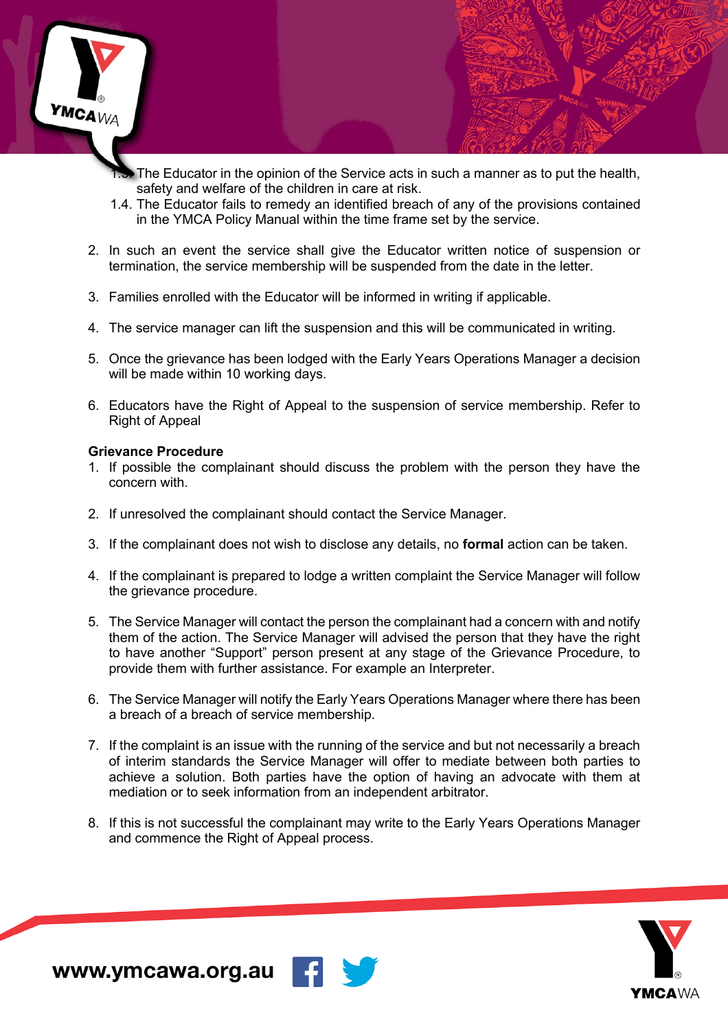1.3. The Educator in the opinion of the Service acts in such a manner as to put the health, safety and welfare of the children in care at risk.

1.4. The Educator fails to remedy an identified breach of any of the provisions contained in the YMCA Policy Manual within the time frame set by the service.

2. In such an event the service shall give the Educator written notice of suspension or termination, the service membership will be suspended from the date in the letter.

3. Families enrolled with the Educator will be informed in writing if applicable.

4. The service manager can lift the suspension and this will be communicated in writing.

5. Once the grievance has been lodged with the Early Years Operations Manager a decision will be made within 10 working days.

6. Educators have the Right of Appeal to the suspension of service membership. Refer to Right of Appeal

**Grievance Procedure**

1. If possible the complainant should discuss the problem with the person they have the concern with.

2. If unresolved the complainant should contact the Service Manager.

3. If the complainant does not wish to disclose any details, no **formal** action can be taken.

4. If the complainant is prepared to lodge a written complaint the Service Manager will follow the grievance procedure.

5. The Service Manager will contact the person the complainant had a concern with and notify them of the action. The Service Manager will advised the person that they have the right to have another "Support" person present at any stage of the Grievance Procedure, to provide them with further assistance. For example an Interpreter.

6. The Service Manager will notify the Early Years Operations Manager where there has been a breach of a breach of service membership.

7. If the complaint is an issue with the running of the service and but not necessarily a breach of interim standards the Service Manager will offer to mediate between both parties to achieve a solution. Both parties have the option of having an advocate with them at mediation or to seek information from an independent arbitrator.

8. If this is not successful the complainant may write to the Early Years Operations Manager and commence the Right of Appeal process.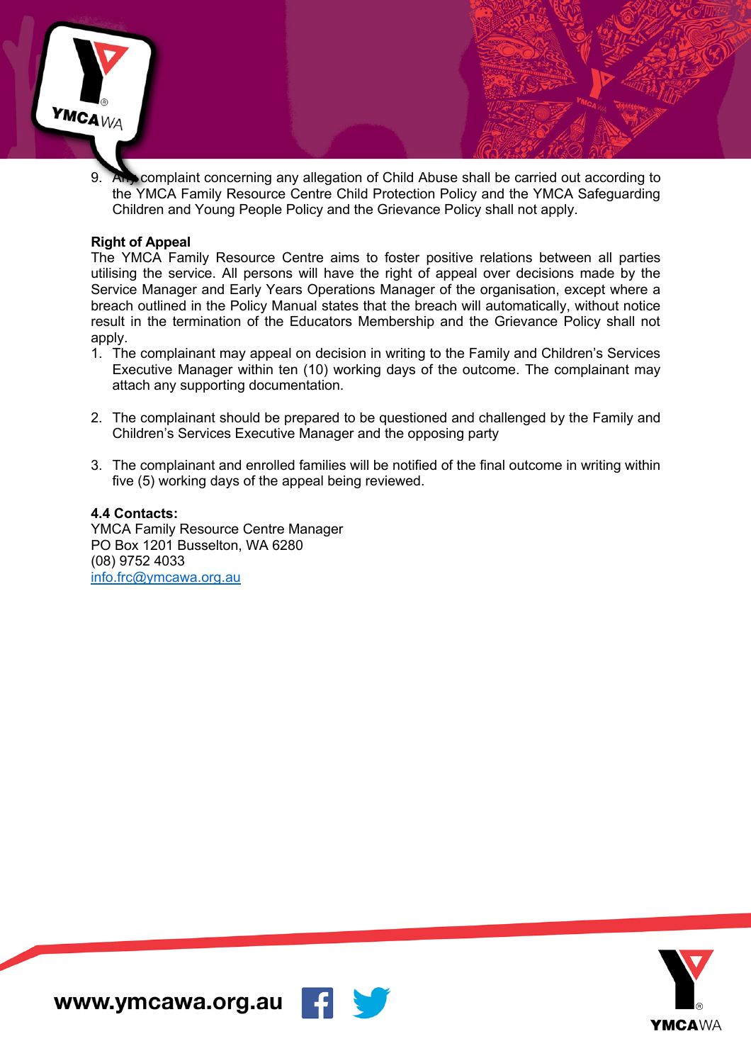9. Any complaint concerning any allegation of Child Abuse shall be carried out according to the YMCA Family Resource Centre Child Protection Policy and the YMCA Safeguarding Children and Young People Policy and the Grievance Policy shall not apply.

**Right of Appeal**

The YMCA Family Resource Centre aims to foster positive relations between all parties utilising the service. All persons will have the right of appeal over decisions made by the Service Manager and Early Years Operations Manager of the organisation, except where a breach outlined in the Policy Manual states that the breach will automatically, without notice result in the termination of the Educators Membership and the Grievance Policy shall not apply.

1. The complainant may appeal on decision in writing to the Family and Children's Services Executive Manager within ten (10) working days of the outcome. The complainant may attach any supporting documentation.

2. The complainant should be prepared to be questioned and challenged by the Family and Children's Services Executive Manager and the opposing party

3. The complainant and enrolled families will be notified of the final outcome in writing within five (5) working days of the appeal being reviewed.

**4.4 Contacts:**

YMCA Family Resource Centre Manager
PO Box 1201 Busselton, WA 6280
(08) 9752 4033
info.frc@ymcawa.org.au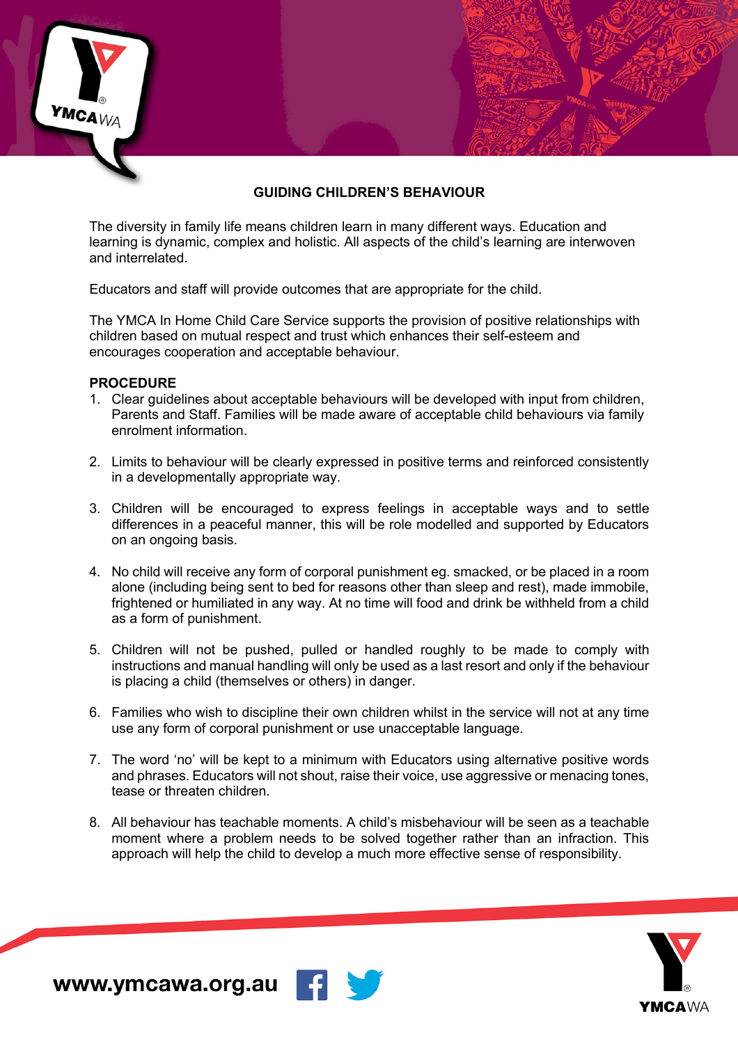# GUIDING CHILDREN'S BEHAVIOUR

The diversity in family life means children learn in many different ways. Education and learning is dynamic, complex and holistic. All aspects of the child's learning are interwoven and interrelated.

Educators and staff will provide outcomes that are appropriate for the child.

The YMCA In Home Child Care Service supports the provision of positive relationships with children based on mutual respect and trust which enhances their self-esteem and encourages cooperation and acceptable behaviour.

## PROCEDURE

1. Clear guidelines about acceptable behaviours will be developed with input from children, Parents and Staff. Families will be made aware of acceptable child behaviours via family enrolment information.

2. Limits to behaviour will be clearly expressed in positive terms and reinforced consistently in a developmentally appropriate way.

3. Children will be encouraged to express feelings in acceptable ways and to settle differences in a peaceful manner, this will be role modelled and supported by Educators on an ongoing basis.

4. No child will receive any form of corporal punishment eg. smacked, or be placed in a room alone (including being sent to bed for reasons other than sleep and rest), made immobile, frightened or humiliated in any way. At no time will food and drink be withheld from a child as a form of punishment.

5. Children will not be pushed, pulled or handled roughly to be made to comply with instructions and manual handling will only be used as a last resort and only if the behaviour is placing a child (themselves or others) in danger.

6. Families who wish to discipline their own children whilst in the service will not at any time use any form of corporal punishment or use unacceptable language.

7. The word 'no' will be kept to a minimum with Educators using alternative positive words and phrases. Educators will not shout, raise their voice, use aggressive or menacing tones, tease or threaten children.

8. All behaviour has teachable moments. A child's misbehaviour will be seen as a teachable moment where a problem needs to be solved together rather than an infraction. This approach will help the child to develop a much more effective sense of responsibility.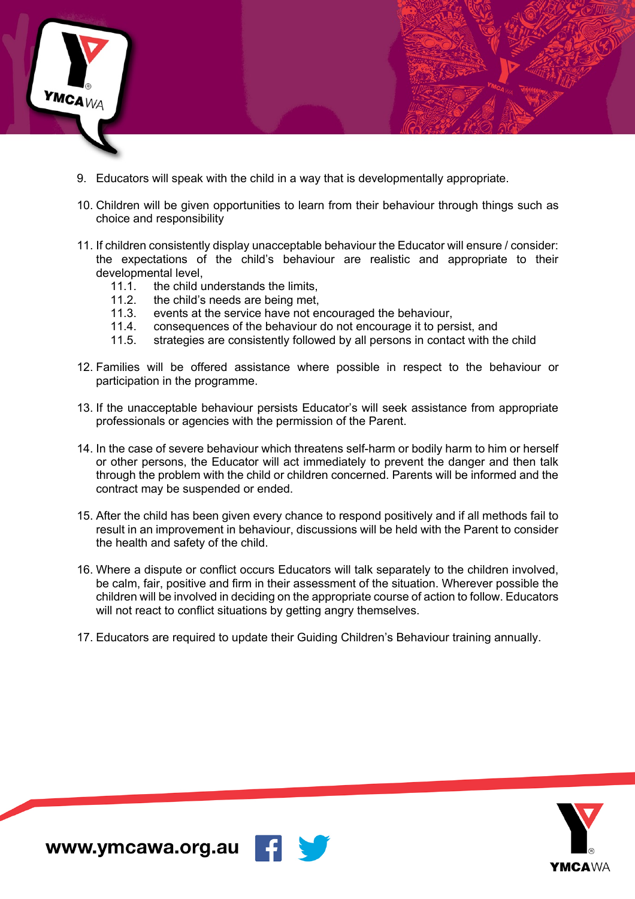9. Educators will speak with the child in a way that is developmentally appropriate.

10. Children will be given opportunities to learn from their behaviour through things such as choice and responsibility

11. If children consistently display unacceptable behaviour the Educator will ensure / consider: the expectations of the child's behaviour are realistic and appropriate to their developmental level,
    - 11.1. the child understands the limits,
    - 11.2. the child's needs are being met,
    - 11.3. events at the service have not encouraged the behaviour,
    - 11.4. consequences of the behaviour do not encourage it to persist, and
    - 11.5. strategies are consistently followed by all persons in contact with the child

12. Families will be offered assistance where possible in respect to the behaviour or participation in the programme.

13. If the unacceptable behaviour persists Educator's will seek assistance from appropriate professionals or agencies with the permission of the Parent.

14. In the case of severe behaviour which threatens self-harm or bodily harm to him or herself or other persons, the Educator will act immediately to prevent the danger and then talk through the problem with the child or children concerned. Parents will be informed and the contract may be suspended or ended.

15. After the child has been given every chance to respond positively and if all methods fail to result in an improvement in behaviour, discussions will be held with the Parent to consider the health and safety of the child.

16. Where a dispute or conflict occurs Educators will talk separately to the children involved, be calm, fair, positive and firm in their assessment of the situation. Wherever possible the children will be involved in deciding on the appropriate course of action to follow. Educators will not react to conflict situations by getting angry themselves.

17. Educators are required to update their Guiding Children's Behaviour training annually.